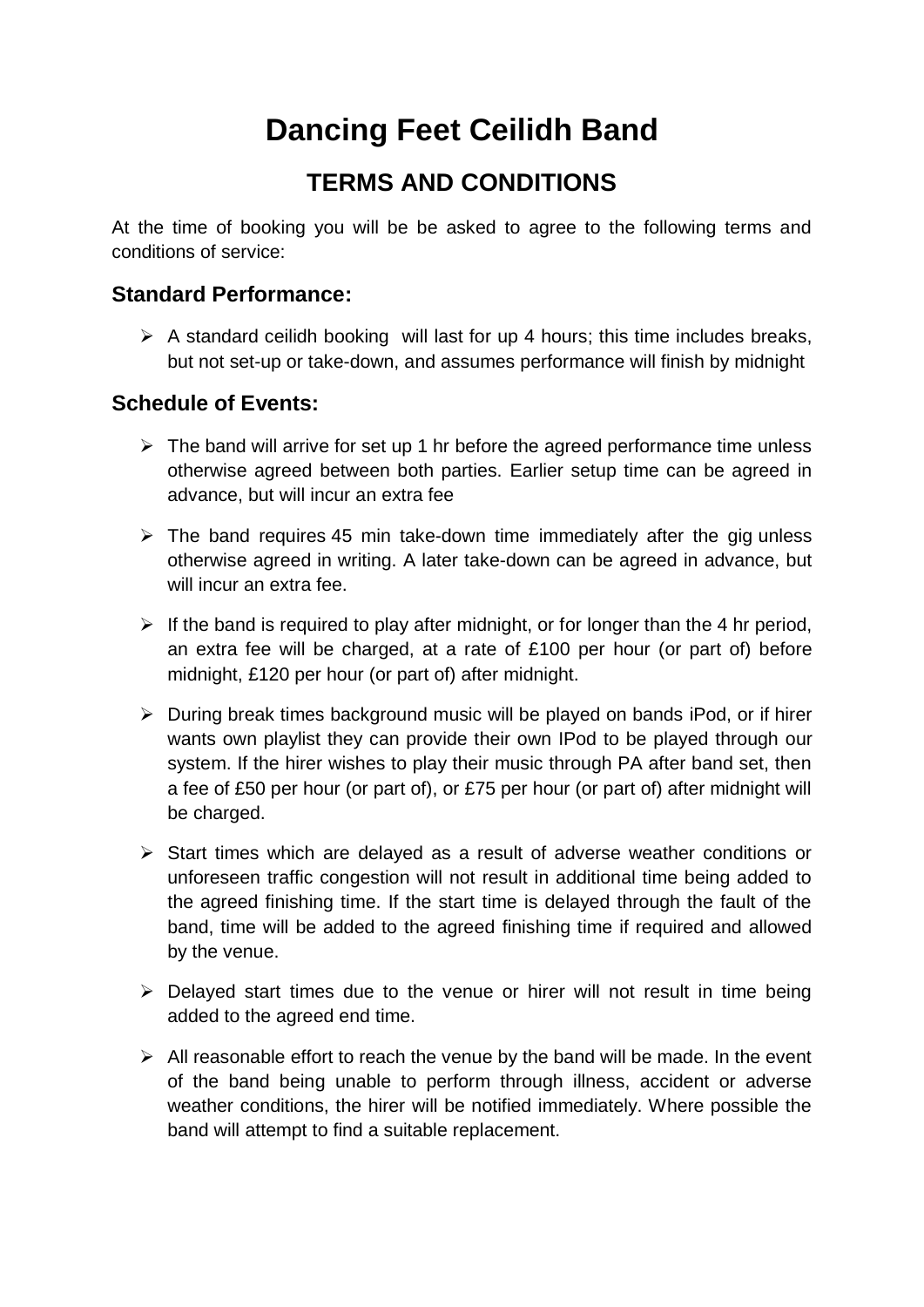# Dancing Feet Ceilidh Band

## TERMS AND CONDITIONS

At the time of booking you will be be asked to agree to the following terms and conditions of service:

### Standard Performance:

- A standard ceilidh booking will last for up 4 hours; this time includes breaks, but not set-up or take-down, and assumes performance will finish by midnight

### Schedule of Events:

- The band will arrive for set up 1 hr before the agreed performance time unless otherwise agreed between both parties. Earlier setup time can be agreed in advance, but will incur an extra fee
- The band requires 45 min take-down time immediately after the gig unless otherwise agreed in writing. A later take-down can be agreed in advance, but will incur an extra fee.
- If the band is required to play after midnight, or for longer than the 4 hr period, an extra fee will be charged, at a rate of £100 per hour (or part of) before midnight, £120 per hour (or part of) after midnight.
- During break times background music will be played on bands iPod, or if hirer wants own playlist they can provide their own IPod to be played through our system. If the hirer wishes to play their music through PA after band set, then a fee of £50 per hour (or part of), or £75 per hour (or part of) after midnight will be charged.
- Start times which are delayed as a result of adverse weather conditions or unforeseen traffic congestion will not result in additional time being added to the agreed finishing time. If the start time is delayed through the fault of the band, time will be added to the agreed finishing time if required and allowed by the venue.
- Delayed start times due to the venue or hirer will not result in time being added to the agreed end time.
- All reasonable effort to reach the venue by the band will be made. In the event of the band being unable to perform through illness, accident or adverse weather conditions, the hirer will be notified immediately. Where possible the band will attempt to find a suitable replacement.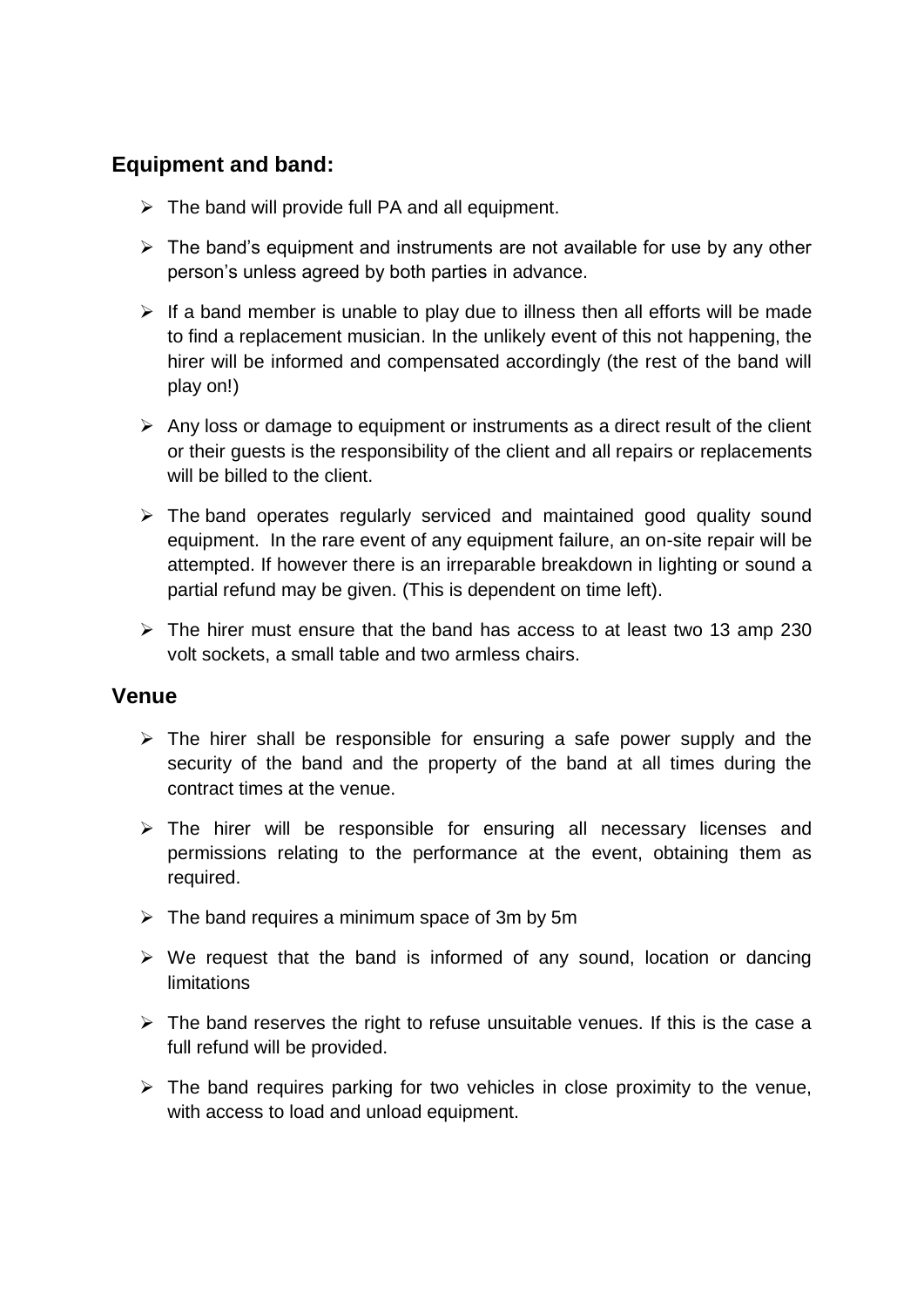## Equipment and band:

- The band will provide full PA and all equipment.
- The band's equipment and instruments are not available for use by any other person's unless agreed by both parties in advance.
- If a band member is unable to play due to illness then all efforts will be made to find a replacement musician. In the unlikely event of this not happening, the hirer will be informed and compensated accordingly (the rest of the band will play on!)
- Any loss or damage to equipment or instruments as a direct result of the client or their guests is the responsibility of the client and all repairs or replacements will be billed to the client.
- The band operates regularly serviced and maintained good quality sound equipment. In the rare event of any equipment failure, an on-site repair will be attempted. If however there is an irreparable breakdown in lighting or sound a partial refund may be given. (This is dependent on time left).
- The hirer must ensure that the band has access to at least two 13 amp 230 volt sockets, a small table and two armless chairs.

## Venue

- The hirer shall be responsible for ensuring a safe power supply and the security of the band and the property of the band at all times during the contract times at the venue.
- The hirer will be responsible for ensuring all necessary licenses and permissions relating to the performance at the event, obtaining them as required.
- The band requires a minimum space of 3m by 5m
- We request that the band is informed of any sound, location or dancing limitations
- The band reserves the right to refuse unsuitable venues. If this is the case a full refund will be provided.
- The band requires parking for two vehicles in close proximity to the venue, with access to load and unload equipment.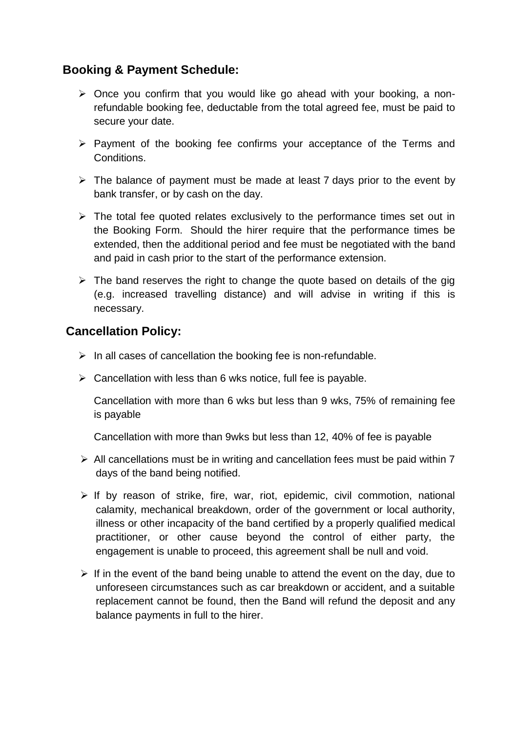## Booking & Payment Schedule:

- Once you confirm that you would like go ahead with your booking, a non-refundable booking fee, deductable from the total agreed fee, must be paid to secure your date.
- Payment of the booking fee confirms your acceptance of the Terms and Conditions.
- The balance of payment must be made at least 7 days prior to the event by bank transfer, or by cash on the day.
- The total fee quoted relates exclusively to the performance times set out in the Booking Form. Should the hirer require that the performance times be extended, then the additional period and fee must be negotiated with the band and paid in cash prior to the start of the performance extension.
- The band reserves the right to change the quote based on details of the gig (e.g. increased travelling distance) and will advise in writing if this is necessary.

## Cancellation Policy:

- In all cases of cancellation the booking fee is non-refundable.
- Cancellation with less than 6 wks notice, full fee is payable.

  Cancellation with more than 6 wks but less than 9 wks, 75% of remaining fee is payable

  Cancellation with more than 9wks but less than 12, 40% of fee is payable
- All cancellations must be in writing and cancellation fees must be paid within 7 days of the band being notified.
- If by reason of strike, fire, war, riot, epidemic, civil commotion, national calamity, mechanical breakdown, order of the government or local authority, illness or other incapacity of the band certified by a properly qualified medical practitioner, or other cause beyond the control of either party, the engagement is unable to proceed, this agreement shall be null and void.
- If in the event of the band being unable to attend the event on the day, due to unforeseen circumstances such as car breakdown or accident, and a suitable replacement cannot be found, then the Band will refund the deposit and any balance payments in full to the hirer.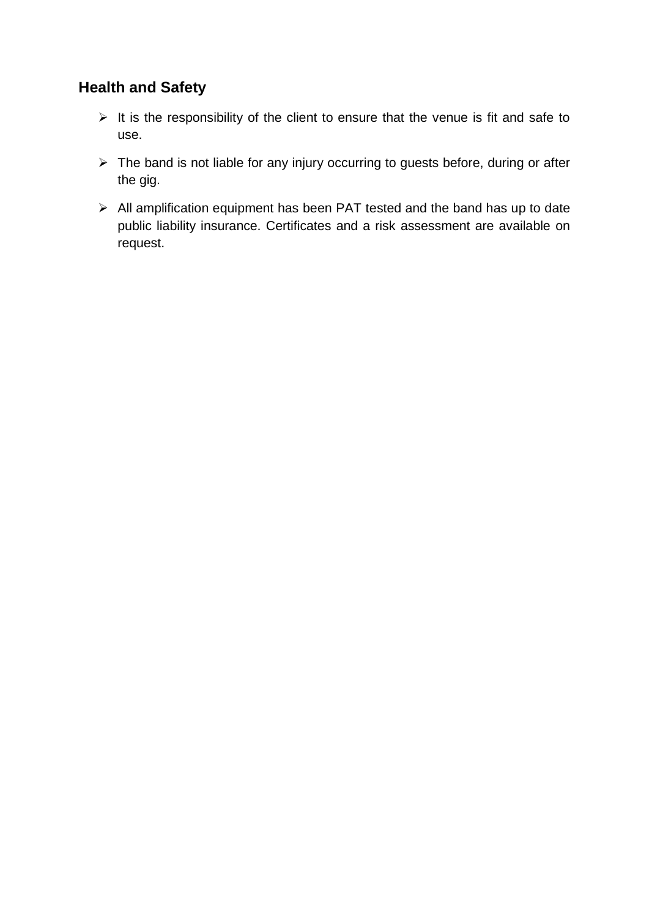## Health and Safety

- It is the responsibility of the client to ensure that the venue is fit and safe to use.
- The band is not liable for any injury occurring to guests before, during or after the gig.
- All amplification equipment has been PAT tested and the band has up to date public liability insurance. Certificates and a risk assessment are available on request.